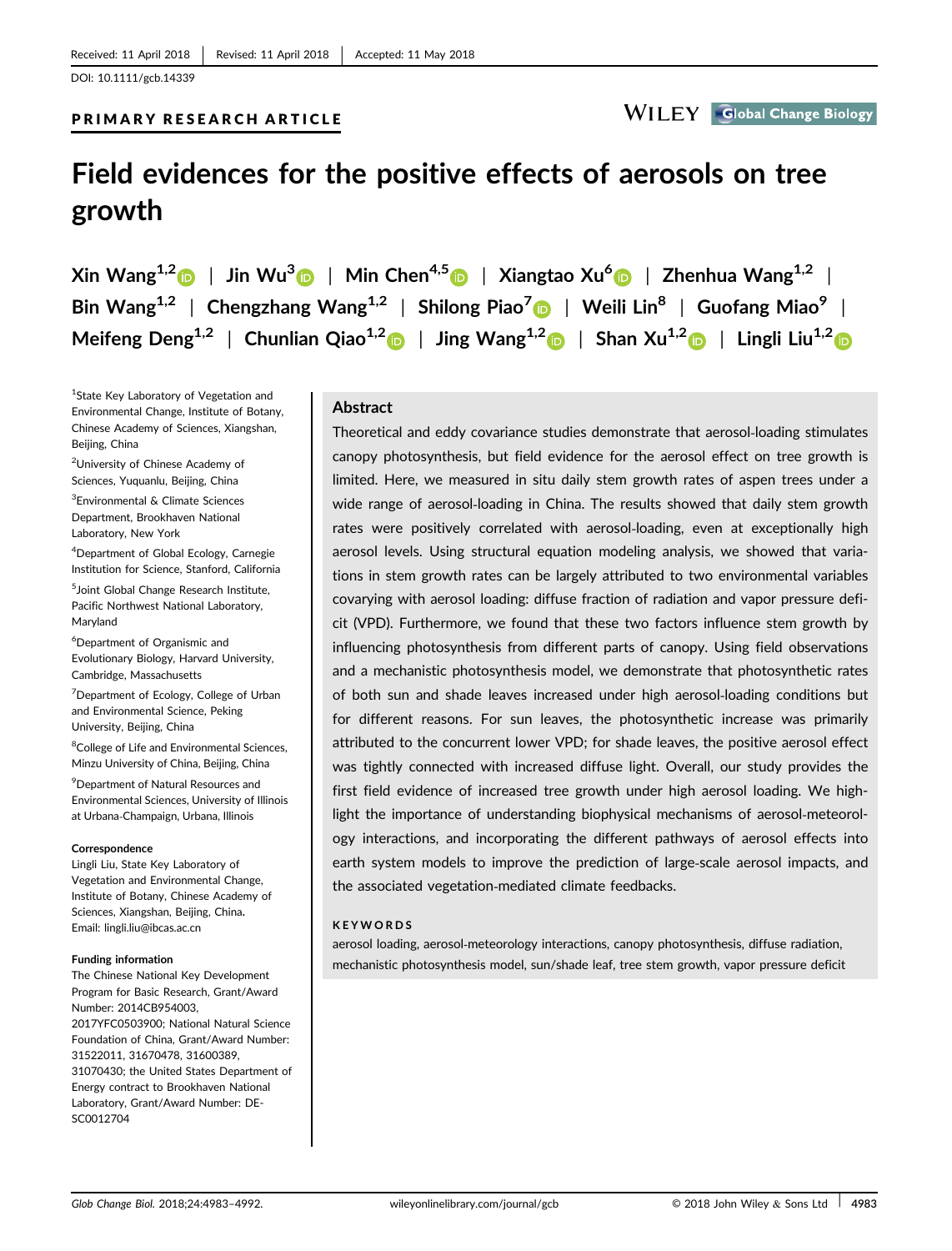Received: 11 April 2018 | Revised: 11 April 2018 | Accepted: 11 May 2018

DOI: 10.1111/gcb.14339

PRIMARY RESEARCH ARTICLE

# Field evidences for the positive effects of aerosols on tree growth

Xin Wang[1,2] | Jin Wu[3] | Min Chen[4,5] | Xiangtao Xu[6] | Zhenhua Wang[1,2] | Bin Wang[1,2] | Chengzhang Wang[1,2] | Shilong Piao[7] | Weili Lin[8] | Guofang Miao[9] | Meifeng Deng[1,2] | Chunlian Qiao[1,2] | Jing Wang[1,2] | Shan Xu[1,2] | Lingli Liu[1,2]

[1]State Key Laboratory of Vegetation and Environmental Change, Institute of Botany, Chinese Academy of Sciences, Xiangshan, Beijing, China

[2]University of Chinese Academy of Sciences, Yuquanlu, Beijing, China

[3]Environmental & Climate Sciences Department, Brookhaven National Laboratory, New York

[4]Department of Global Ecology, Carnegie Institution for Science, Stanford, California

[5]Joint Global Change Research Institute, Pacific Northwest National Laboratory, Maryland

[6]Department of Organismic and Evolutionary Biology, Harvard University, Cambridge, Massachusetts

[7]Department of Ecology, College of Urban and Environmental Science, Peking University, Beijing, China

[8]College of Life and Environmental Sciences, Minzu University of China, Beijing, China

[9]Department of Natural Resources and Environmental Sciences, University of Illinois at Urbana-Champaign, Urbana, Illinois

**Correspondence**
Lingli Liu, State Key Laboratory of Vegetation and Environmental Change, Institute of Botany, Chinese Academy of Sciences, Xiangshan, Beijing, China.
Email: lingli.liu@ibcas.ac.cn

**Funding information**
The Chinese National Key Development Program for Basic Research, Grant/Award Number: 2014CB954003, 2017YFC0503900; National Natural Science Foundation of China, Grant/Award Number: 31522011, 31670478, 31600389, 31070430; the United States Department of Energy contract to Brookhaven National Laboratory, Grant/Award Number: DE-SC0012704

## Abstract

Theoretical and eddy covariance studies demonstrate that aerosol-loading stimulates canopy photosynthesis, but field evidence for the aerosol effect on tree growth is limited. Here, we measured in situ daily stem growth rates of aspen trees under a wide range of aerosol-loading in China. The results showed that daily stem growth rates were positively correlated with aerosol-loading, even at exceptionally high aerosol levels. Using structural equation modeling analysis, we showed that variations in stem growth rates can be largely attributed to two environmental variables covarying with aerosol loading: diffuse fraction of radiation and vapor pressure deficit (VPD). Furthermore, we found that these two factors influence stem growth by influencing photosynthesis from different parts of canopy. Using field observations and a mechanistic photosynthesis model, we demonstrate that photosynthetic rates of both sun and shade leaves increased under high aerosol-loading conditions but for different reasons. For sun leaves, the photosynthetic increase was primarily attributed to the concurrent lower VPD; for shade leaves, the positive aerosol effect was tightly connected with increased diffuse light. Overall, our study provides the first field evidence of increased tree growth under high aerosol loading. We highlight the importance of understanding biophysical mechanisms of aerosol-meteorology interactions, and incorporating the different pathways of aerosol effects into earth system models to improve the prediction of large-scale aerosol impacts, and the associated vegetation-mediated climate feedbacks.

**KEYWORDS**

aerosol loading, aerosol-meteorology interactions, canopy photosynthesis, diffuse radiation, mechanistic photosynthesis model, sun/shade leaf, tree stem growth, vapor pressure deficit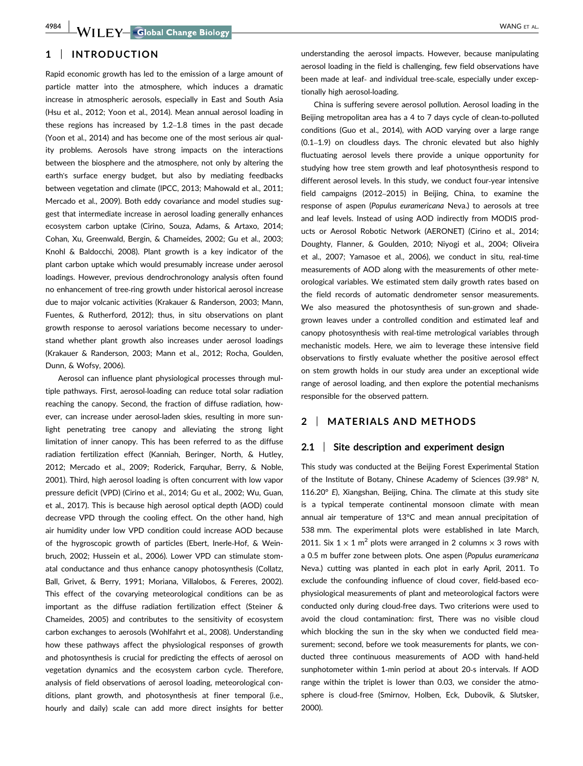## 1 | INTRODUCTION

Rapid economic growth has led to the emission of a large amount of particle matter into the atmosphere, which induces a dramatic increase in atmospheric aerosols, especially in East and South Asia (Hsu et al., 2012; Yoon et al., 2014). Mean annual aerosol loading in these regions has increased by 1.2–1.8 times in the past decade (Yoon et al., 2014) and has become one of the most serious air quality problems. Aerosols have strong impacts on the interactions between the biosphere and the atmosphere, not only by altering the earth's surface energy budget, but also by mediating feedbacks between vegetation and climate (IPCC, 2013; Mahowald et al., 2011; Mercado et al., 2009). Both eddy covariance and model studies suggest that intermediate increase in aerosol loading generally enhances ecosystem carbon uptake (Cirino, Souza, Adams, & Artaxo, 2014; Cohan, Xu, Greenwald, Bergin, & Chameides, 2002; Gu et al., 2003; Knohl & Baldocchi, 2008). Plant growth is a key indicator of the plant carbon uptake which would presumably increase under aerosol loadings. However, previous dendrochronology analysis often found no enhancement of tree-ring growth under historical aerosol increase due to major volcanic activities (Krakauer & Randerson, 2003; Mann, Fuentes, & Rutherford, 2012); thus, in situ observations on plant growth response to aerosol variations become necessary to understand whether plant growth also increases under aerosol loadings (Krakauer & Randerson, 2003; Mann et al., 2012; Rocha, Goulden, Dunn, & Wofsy, 2006).

Aerosol can influence plant physiological processes through multiple pathways. First, aerosol-loading can reduce total solar radiation reaching the canopy. Second, the fraction of diffuse radiation, however, can increase under aerosol-laden skies, resulting in more sunlight penetrating tree canopy and alleviating the strong light limitation of inner canopy. This has been referred to as the diffuse radiation fertilization effect (Kanniah, Beringer, North, & Hutley, 2012; Mercado et al., 2009; Roderick, Farquhar, Berry, & Noble, 2001). Third, high aerosol loading is often concurrent with low vapor pressure deficit (VPD) (Cirino et al., 2014; Gu et al., 2002; Wu, Guan, et al., 2017). This is because high aerosol optical depth (AOD) could decrease VPD through the cooling effect. On the other hand, high air humidity under low VPD condition could increase AOD because of the hygroscopic growth of particles (Ebert, Inerle-Hof, & Weinbruch, 2002; Hussein et al., 2006). Lower VPD can stimulate stomatal conductance and thus enhance canopy photosynthesis (Collatz, Ball, Grivet, & Berry, 1991; Moriana, Villalobos, & Fereres, 2002). This effect of the covarying meteorological conditions can be as important as the diffuse radiation fertilization effect (Steiner & Chameides, 2005) and contributes to the sensitivity of ecosystem carbon exchanges to aerosols (Wohlfahrt et al., 2008). Understanding how these pathways affect the physiological responses of growth and photosynthesis is crucial for predicting the effects of aerosol on vegetation dynamics and the ecosystem carbon cycle. Therefore, analysis of field observations of aerosol loading, meteorological conditions, plant growth, and photosynthesis at finer temporal (i.e., hourly and daily) scale can add more direct insights for better understanding the aerosol impacts. However, because manipulating aerosol loading in the field is challenging, few field observations have been made at leaf- and individual tree-scale, especially under exceptionally high aerosol-loading.

China is suffering severe aerosol pollution. Aerosol loading in the Beijing metropolitan area has a 4 to 7 days cycle of clean-to-polluted conditions (Guo et al., 2014), with AOD varying over a large range (0.1–1.9) on cloudless days. The chronic elevated but also highly fluctuating aerosol levels there provide a unique opportunity for studying how tree stem growth and leaf photosynthesis respond to different aerosol levels. In this study, we conduct four-year intensive field campaigns (2012–2015) in Beijing, China, to examine the response of aspen (*Populus euramericana* Neva.) to aerosols at tree and leaf levels. Instead of using AOD indirectly from MODIS products or Aerosol Robotic Network (AERONET) (Cirino et al., 2014; Doughty, Flanner, & Goulden, 2010; Niyogi et al., 2004; Oliveira et al., 2007; Yamasoe et al., 2006), we conduct in situ, real-time measurements of AOD along with the measurements of other meteorological variables. We estimated stem daily growth rates based on the field records of automatic dendrometer sensor measurements. We also measured the photosynthesis of sun-grown and shade-grown leaves under a controlled condition and estimated leaf and canopy photosynthesis with real-time metrological variables through mechanistic models. Here, we aim to leverage these intensive field observations to firstly evaluate whether the positive aerosol effect on stem growth holds in our study area under an exceptional wide range of aerosol loading, and then explore the potential mechanisms responsible for the observed pattern.

## 2 | MATERIALS AND METHODS

### 2.1 | Site description and experiment design

This study was conducted at the Beijing Forest Experimental Station of the Institute of Botany, Chinese Academy of Sciences (39.98° *N*, 116.20° *E*), Xiangshan, Beijing, China. The climate at this study site is a typical temperate continental monsoon climate with mean annual air temperature of 13°C and mean annual precipitation of 538 mm. The experimental plots were established in late March, 2011. Six 1 × 1 m$^2$ plots were arranged in 2 columns × 3 rows with a 0.5 m buffer zone between plots. One aspen (*Populus euramericana* Neva.) cutting was planted in each plot in early April, 2011. To exclude the confounding influence of cloud cover, field-based ecophysiological measurements of plant and meteorological factors were conducted only during cloud-free days. Two criterions were used to avoid the cloud contamination: first, There was no visible cloud which blocking the sun in the sky when we conducted field measurement; second, before we took measurements for plants, we conducted three continuous measurements of AOD with hand-held sunphotometer within 1-min period at about 20-s intervals. If AOD range within the triplet is lower than 0.03, we consider the atmosphere is cloud-free (Smirnov, Holben, Eck, Dubovik, & Slutsker, 2000).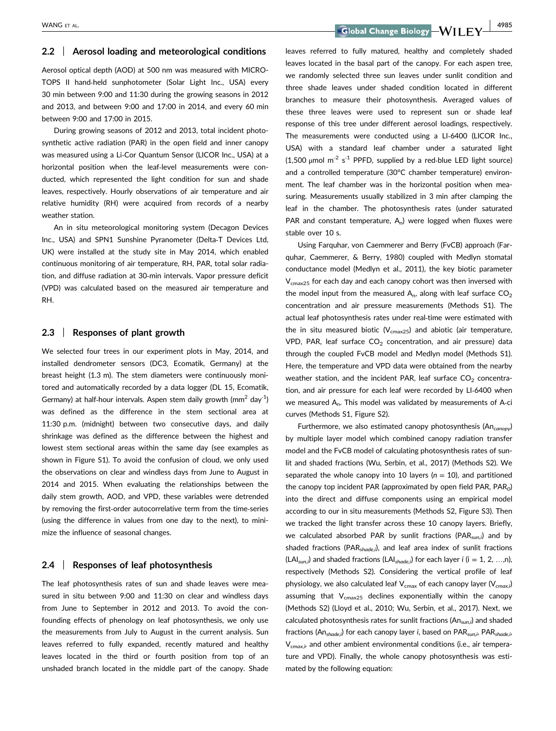## 2.2 | Aerosol loading and meteorological conditions

Aerosol optical depth (AOD) at 500 nm was measured with MICROTOPS II hand-held sunphotometer (Solar Light Inc., USA) every 30 min between 9:00 and 11:30 during the growing seasons in 2012 and 2013, and between 9:00 and 17:00 in 2014, and every 60 min between 9:00 and 17:00 in 2015.

During growing seasons of 2012 and 2013, total incident photosynthetic active radiation (PAR) in the open field and inner canopy was measured using a Li-Cor Quantum Sensor (LICOR Inc., USA) at a horizontal position when the leaf-level measurements were conducted, which represented the light condition for sun and shade leaves, respectively. Hourly observations of air temperature and air relative humidity (RH) were acquired from records of a nearby weather station.

An in situ meteorological monitoring system (Decagon Devices Inc., USA) and SPN1 Sunshine Pyranometer (Delta-T Devices Ltd, UK) were installed at the study site in May 2014, which enabled continuous monitoring of air temperature, RH, PAR, total solar radiation, and diffuse radiation at 30-min intervals. Vapor pressure deficit (VPD) was calculated based on the measured air temperature and RH.

## 2.3 | Responses of plant growth

We selected four trees in our experiment plots in May, 2014, and installed dendrometer sensors (DC3, Ecomatik, Germany) at the breast height (1.3 m). The stem diameters were continuously monitored and automatically recorded by a data logger (DL 15, Ecomatik, Germany) at half-hour intervals. Aspen stem daily growth ($mm^2$ $day^{-1}$) was defined as the difference in the stem sectional area at 11:30 p.m. (midnight) between two consecutive days, and daily shrinkage was defined as the difference between the highest and lowest stem sectional areas within the same day (see examples as shown in Figure S1). To avoid the confusion of cloud, we only used the observations on clear and windless days from June to August in 2014 and 2015. When evaluating the relationships between the daily stem growth, AOD, and VPD, these variables were detrended by removing the first-order autocorrelative term from the time-series (using the difference in values from one day to the next), to minimize the influence of seasonal changes.

## 2.4 | Responses of leaf photosynthesis

The leaf photosynthesis rates of sun and shade leaves were measured in situ between 9:00 and 11:30 on clear and windless days from June to September in 2012 and 2013. To avoid the confounding effects of phenology on leaf photosynthesis, we only use the measurements from July to August in the current analysis. Sun leaves referred to fully expanded, recently matured and healthy leaves located in the third or fourth position from top of an unshaded branch located in the middle part of the canopy. Shade leaves referred to fully matured, healthy and completely shaded leaves located in the basal part of the canopy. For each aspen tree, we randomly selected three sun leaves under sunlit condition and three shade leaves under shaded condition located in different branches to measure their photosynthesis. Averaged values of these three leaves were used to represent sun or shade leaf response of this tree under different aerosol loadings, respectively. The measurements were conducted using a LI-6400 (LICOR Inc., USA) with a standard leaf chamber under a saturated light (1,500 μmol $m^{-2}$ $s^{-1}$ PPFD, supplied by a red-blue LED light source) and a controlled temperature (30°C chamber temperature) environment. The leaf chamber was in the horizontal position when measuring. Measurements usually stabilized in 3 min after clamping the leaf in the chamber. The photosynthesis rates (under saturated PAR and constant temperature, $A_n$) were logged when fluxes were stable over 10 s.

Using Farquhar, von Caemmerer and Berry (FvCB) approach (Farquhar, Caemmerer, & Berry, 1980) coupled with Medlyn stomatal conductance model (Medlyn et al., 2011), the key biotic parameter $V_{cmax25}$ for each day and each canopy cohort was then inversed with the model input from the measured $A_n$, along with leaf surface $CO_2$ concentration and air pressure measurements (Methods S1). The actual leaf photosynthesis rates under real-time were estimated with the in situ measured biotic ($V_{cmax25}$) and abiotic (air temperature, VPD, PAR, leaf surface $CO_2$ concentration, and air pressure) data through the coupled FvCB model and Medlyn model (Methods S1). Here, the temperature and VPD data were obtained from the nearby weather station, and the incident PAR, leaf surface $CO_2$ concentration, and air pressure for each leaf were recorded by LI-6400 when we measured $A_n$. This model was validated by measurements of A-ci curves (Methods S1, Figure S2).

Furthermore, we also estimated canopy photosynthesis ($An_{canopy}$) by multiple layer model which combined canopy radiation transfer model and the FvCB model of calculating photosynthesis rates of sunlit and shaded fractions (Wu, Serbin, et al., 2017) (Methods S2). We separated the whole canopy into 10 layers ($n = 10$), and partitioned the canopy top incident PAR (approximated by open field PAR, $PAR_0$) into the direct and diffuse components using an empirical model according to our in situ measurements (Methods S2, Figure S3). Then we tracked the light transfer across these 10 canopy layers. Briefly, we calculated absorbed PAR by sunlit fractions ($PAR_{sun,i}$) and by shaded fractions ($PAR_{shade,i}$), and leaf area index of sunlit fractions ($LAI_{sun,i}$) and shaded fractions ($LAI_{shade,i}$) for each layer $i$ ($i = 1, 2, \ldots, n$), respectively (Methods S2). Considering the vertical profile of leaf physiology, we also calculated leaf $V_{cmax}$ of each canopy layer ($V_{cmax,i}$) assuming that $V_{cmax25}$ declines exponentially within the canopy (Methods S2) (Lloyd et al., 2010; Wu, Serbin, et al., 2017). Next, we calculated photosynthesis rates for sunlit fractions ($An_{sun,i}$) and shaded fractions ($An_{shade,i}$) for each canopy layer $i$, based on $PAR_{sun,i}$, $PAR_{shade,i}$, $V_{cmax,i}$, and other ambient environmental conditions (i.e., air temperature and VPD). Finally, the whole canopy photosynthesis was estimated by the following equation: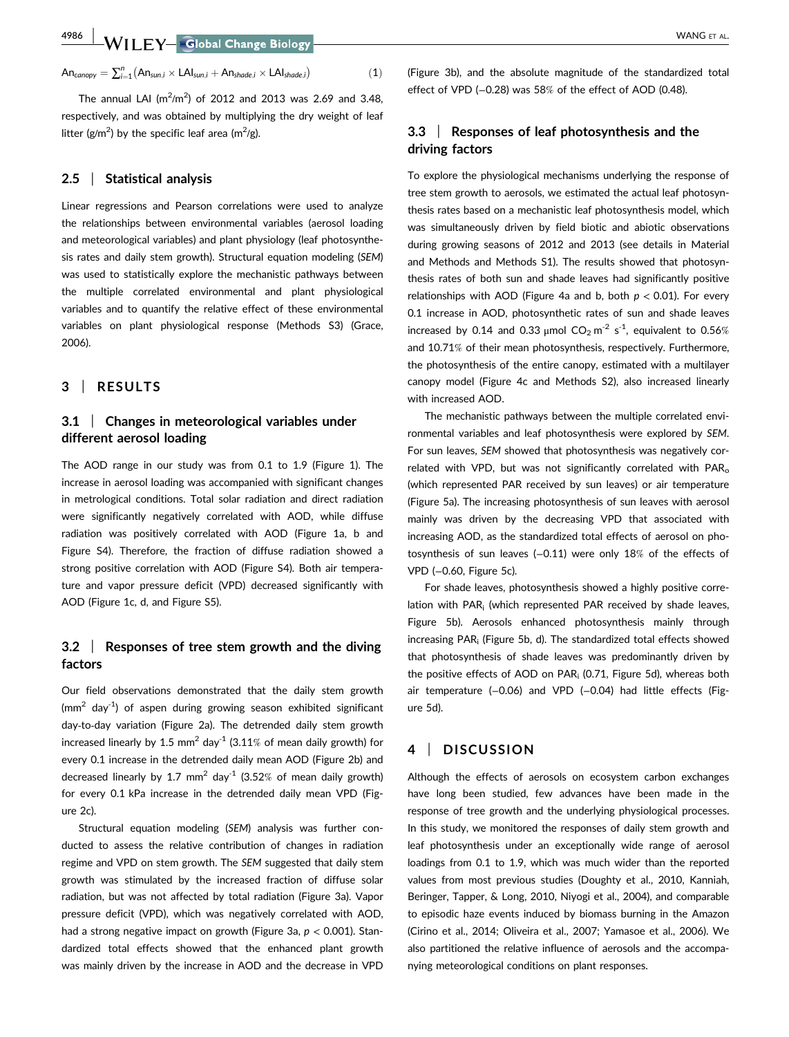$$An_{canopy} = \sum_{i=1}^{n} (An_{sun,i} \times LAI_{sun,i} + An_{shade,i} \times LAI_{shade,i}) \quad (1)$$

The annual LAI ($m^2/m^2$) of 2012 and 2013 was 2.69 and 3.48, respectively, and was obtained by multiplying the dry weight of leaf litter ($g/m^2$) by the specific leaf area ($m^2/g$).

### 2.5 | Statistical analysis

Linear regressions and Pearson correlations were used to analyze the relationships between environmental variables (aerosol loading and meteorological variables) and plant physiology (leaf photosynthesis rates and daily stem growth). Structural equation modeling (*SEM*) was used to statistically explore the mechanistic pathways between the multiple correlated environmental and plant physiological variables and to quantify the relative effect of these environmental variables on plant physiological response (Methods S3) (Grace, 2006).

## 3 | RESULTS

### 3.1 | Changes in meteorological variables under different aerosol loading

The AOD range in our study was from 0.1 to 1.9 (Figure 1). The increase in aerosol loading was accompanied with significant changes in metrological conditions. Total solar radiation and direct radiation were significantly negatively correlated with AOD, while diffuse radiation was positively correlated with AOD (Figure 1a, b and Figure S4). Therefore, the fraction of diffuse radiation showed a strong positive correlation with AOD (Figure S4). Both air temperature and vapor pressure deficit (VPD) decreased significantly with AOD (Figure 1c, d, and Figure S5).

### 3.2 | Responses of tree stem growth and the diving factors

Our field observations demonstrated that the daily stem growth ($mm^2$ $day^{-1}$) of aspen during growing season exhibited significant day-to-day variation (Figure 2a). The detrended daily stem growth increased linearly by 1.5 $mm^2$ $day^{-1}$ (3.11% of mean daily growth) for every 0.1 increase in the detrended daily mean AOD (Figure 2b) and decreased linearly by 1.7 $mm^2$ $day^{-1}$ (3.52% of mean daily growth) for every 0.1 kPa increase in the detrended daily mean VPD (Figure 2c).

Structural equation modeling (*SEM*) analysis was further conducted to assess the relative contribution of changes in radiation regime and VPD on stem growth. The *SEM* suggested that daily stem growth was stimulated by the increased fraction of diffuse solar radiation, but was not affected by total radiation (Figure 3a). Vapor pressure deficit (VPD), which was negatively correlated with AOD, had a strong negative impact on growth (Figure 3a, $p < 0.001$). Standardized total effects showed that the enhanced plant growth was mainly driven by the increase in AOD and the decrease in VPD (Figure 3b), and the absolute magnitude of the standardized total effect of VPD (−0.28) was 58% of the effect of AOD (0.48).

### 3.3 | Responses of leaf photosynthesis and the driving factors

To explore the physiological mechanisms underlying the response of tree stem growth to aerosols, we estimated the actual leaf photosynthesis rates based on a mechanistic leaf photosynthesis model, which was simultaneously driven by field biotic and abiotic observations during growing seasons of 2012 and 2013 (see details in Material and Methods and Methods S1). The results showed that photosynthesis rates of both sun and shade leaves had significantly positive relationships with AOD (Figure 4a and b, both $p < 0.01$). For every 0.1 increase in AOD, photosynthetic rates of sun and shade leaves increased by 0.14 and 0.33 μmol $CO_2$ $m^{-2}$ $s^{-1}$, equivalent to 0.56% and 10.71% of their mean photosynthesis, respectively. Furthermore, the photosynthesis of the entire canopy, estimated with a multilayer canopy model (Figure 4c and Methods S2), also increased linearly with increased AOD.

The mechanistic pathways between the multiple correlated environmental variables and leaf photosynthesis were explored by *SEM*. For sun leaves, *SEM* showed that photosynthesis was negatively correlated with VPD, but was not significantly correlated with $PAR_o$ (which represented PAR received by sun leaves) or air temperature (Figure 5a). The increasing photosynthesis of sun leaves with aerosol mainly was driven by the decreasing VPD that associated with increasing AOD, as the standardized total effects of aerosol on photosynthesis of sun leaves (−0.11) were only 18% of the effects of VPD (−0.60, Figure 5c).

For shade leaves, photosynthesis showed a highly positive correlation with $PAR_i$ (which represented PAR received by shade leaves, Figure 5b). Aerosols enhanced photosynthesis mainly through increasing $PAR_i$ (Figure 5b, d). The standardized total effects showed that photosynthesis of shade leaves was predominantly driven by the positive effects of AOD on $PAR_i$ (0.71, Figure 5d), whereas both air temperature (−0.06) and VPD (−0.04) had little effects (Figure 5d).

## 4 | DISCUSSION

Although the effects of aerosols on ecosystem carbon exchanges have long been studied, few advances have been made in the response of tree growth and the underlying physiological processes. In this study, we monitored the responses of daily stem growth and leaf photosynthesis under an exceptionally wide range of aerosol loadings from 0.1 to 1.9, which was much wider than the reported values from most previous studies (Doughty et al., 2010, Kanniah, Beringer, Tapper, & Long, 2010, Niyogi et al., 2004), and comparable to episodic haze events induced by biomass burning in the Amazon (Cirino et al., 2014; Oliveira et al., 2007; Yamasoe et al., 2006). We also partitioned the relative influence of aerosols and the accompanying meteorological conditions on plant responses.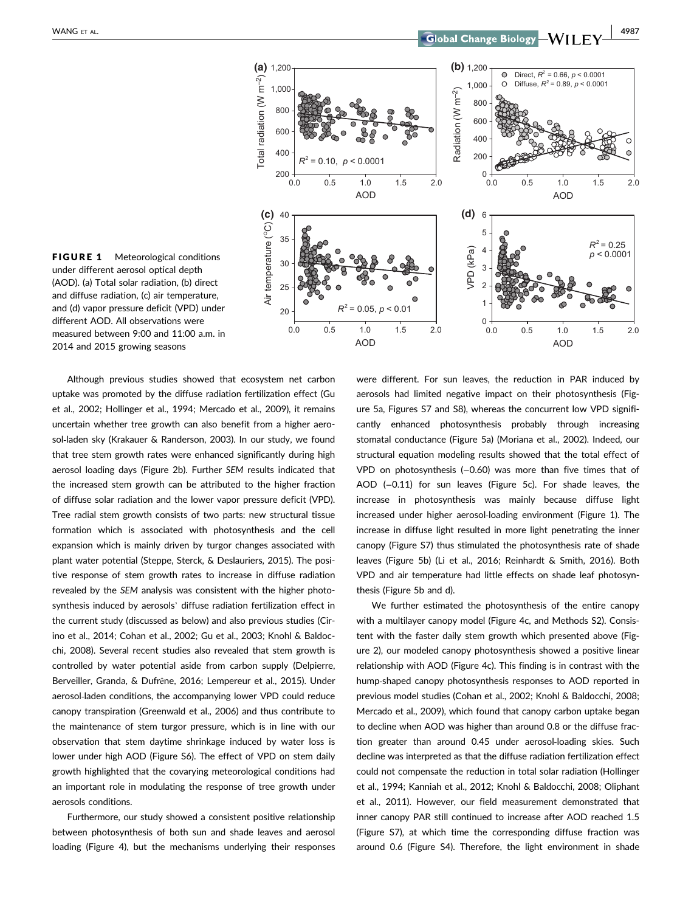**FIGURE 1** Meteorological conditions under different aerosol optical depth (AOD). (a) Total solar radiation, (b) direct and diffuse radiation, (c) air temperature, and (d) vapor pressure deficit (VPD) under different AOD. All observations were measured between 9:00 and 11:00 a.m. in 2014 and 2015 growing seasons

Although previous studies showed that ecosystem net carbon uptake was promoted by the diffuse radiation fertilization effect (Gu et al., 2002; Hollinger et al., 1994; Mercado et al., 2009), it remains uncertain whether tree growth can also benefit from a higher aerosol-laden sky (Krakauer & Randerson, 2003). In our study, we found that tree stem growth rates were enhanced significantly during high aerosol loading days (Figure 2b). Further *SEM* results indicated that the increased stem growth can be attributed to the higher fraction of diffuse solar radiation and the lower vapor pressure deficit (VPD). Tree radial stem growth consists of two parts: new structural tissue formation which is associated with photosynthesis and the cell expansion which is mainly driven by turgor changes associated with plant water potential (Steppe, Sterck, & Deslauriers, 2015). The positive response of stem growth rates to increase in diffuse radiation revealed by the *SEM* analysis was consistent with the higher photosynthesis induced by aerosols' diffuse radiation fertilization effect in the current study (discussed as below) and also previous studies (Cirino et al., 2014; Cohan et al., 2002; Gu et al., 2003; Knohl & Baldocchi, 2008). Several recent studies also revealed that stem growth is controlled by water potential aside from carbon supply (Delpierre, Berveiller, Granda, & Dufrêne, 2016; Lempereur et al., 2015). Under aerosol-laden conditions, the accompanying lower VPD could reduce canopy transpiration (Greenwald et al., 2006) and thus contribute to the maintenance of stem turgor pressure, which is in line with our observation that stem daytime shrinkage induced by water loss is lower under high AOD (Figure S6). The effect of VPD on stem daily growth highlighted that the covarying meteorological conditions had an important role in modulating the response of tree growth under aerosols conditions.

Furthermore, our study showed a consistent positive relationship between photosynthesis of both sun and shade leaves and aerosol loading (Figure 4), but the mechanisms underlying their responses were different. For sun leaves, the reduction in PAR induced by aerosols had limited negative impact on their photosynthesis (Figure 5a, Figures S7 and S8), whereas the concurrent low VPD significantly enhanced photosynthesis probably through increasing stomatal conductance (Figure 5a) (Moriana et al., 2002). Indeed, our structural equation modeling results showed that the total effect of VPD on photosynthesis (−0.60) was more than five times that of AOD (−0.11) for sun leaves (Figure 5c). For shade leaves, the increase in photosynthesis was mainly because diffuse light increased under higher aerosol-loading environment (Figure 1). The increase in diffuse light resulted in more light penetrating the inner canopy (Figure S7) thus stimulated the photosynthesis rate of shade leaves (Figure 5b) (Li et al., 2016; Reinhardt & Smith, 2016). Both VPD and air temperature had little effects on shade leaf photosynthesis (Figure 5b and d).

We further estimated the photosynthesis of the entire canopy with a multilayer canopy model (Figure 4c, and Methods S2). Consistent with the faster daily stem growth which presented above (Figure 2), our modeled canopy photosynthesis showed a positive linear relationship with AOD (Figure 4c). This finding is in contrast with the hump-shaped canopy photosynthesis responses to AOD reported in previous model studies (Cohan et al., 2002; Knohl & Baldocchi, 2008; Mercado et al., 2009), which found that canopy carbon uptake began to decline when AOD was higher than around 0.8 or the diffuse fraction greater than around 0.45 under aerosol-loading skies. Such decline was interpreted as that the diffuse radiation fertilization effect could not compensate the reduction in total solar radiation (Hollinger et al., 1994; Kanniah et al., 2012; Knohl & Baldocchi, 2008; Oliphant et al., 2011). However, our field measurement demonstrated that inner canopy PAR still continued to increase after AOD reached 1.5 (Figure S7), at which time the corresponding diffuse fraction was around 0.6 (Figure S4). Therefore, the light environment in shade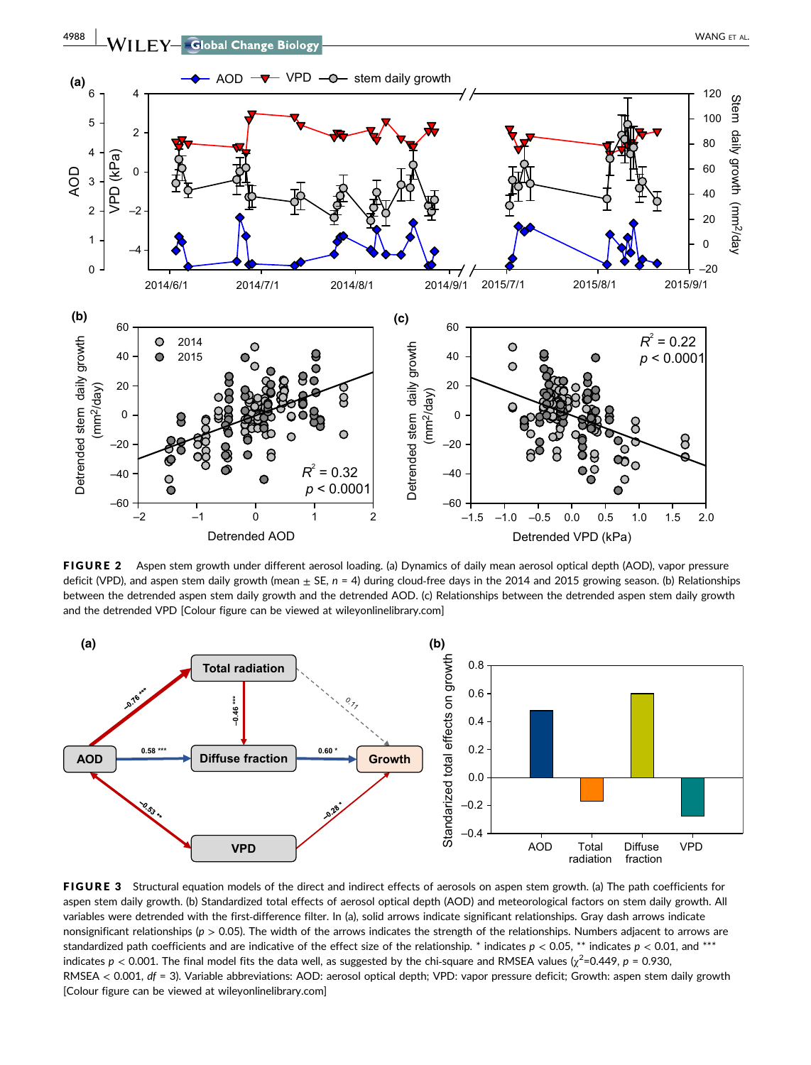FIGURE 2 Aspen stem growth under different aerosol loading. (a) Dynamics of daily mean aerosol optical depth (AOD), vapor pressure deficit (VPD), and aspen stem daily growth (mean ± SE, $n = 4$) during cloud-free days in the 2014 and 2015 growing season. (b) Relationships between the detrended aspen stem daily growth and the detrended AOD. (c) Relationships between the detrended aspen stem daily growth and the detrended VPD [Colour figure can be viewed at wileyonlinelibrary.com]

FIGURE 3 Structural equation models of the direct and indirect effects of aerosols on aspen stem growth. (a) The path coefficients for aspen stem daily growth. (b) Standardized total effects of aerosol optical depth (AOD) and meteorological factors on stem daily growth. All variables were detrended with the first-difference filter. In (a), solid arrows indicate significant relationships. Gray dash arrows indicate nonsignificant relationships ($p > 0.05$). The width of the arrows indicates the strength of the relationships. Numbers adjacent to arrows are standardized path coefficients and are indicative of the effect size of the relationship. * indicates $p < 0.05$, ** indicates $p < 0.01$, and *** indicates $p < 0.001$. The final model fits the data well, as suggested by the chi-square and RMSEA values ($\chi^2$=0.449, $p$ = 0.930, RMSEA < 0.001, $df$ = 3). Variable abbreviations: AOD: aerosol optical depth; VPD: vapor pressure deficit; Growth: aspen stem daily growth [Colour figure can be viewed at wileyonlinelibrary.com]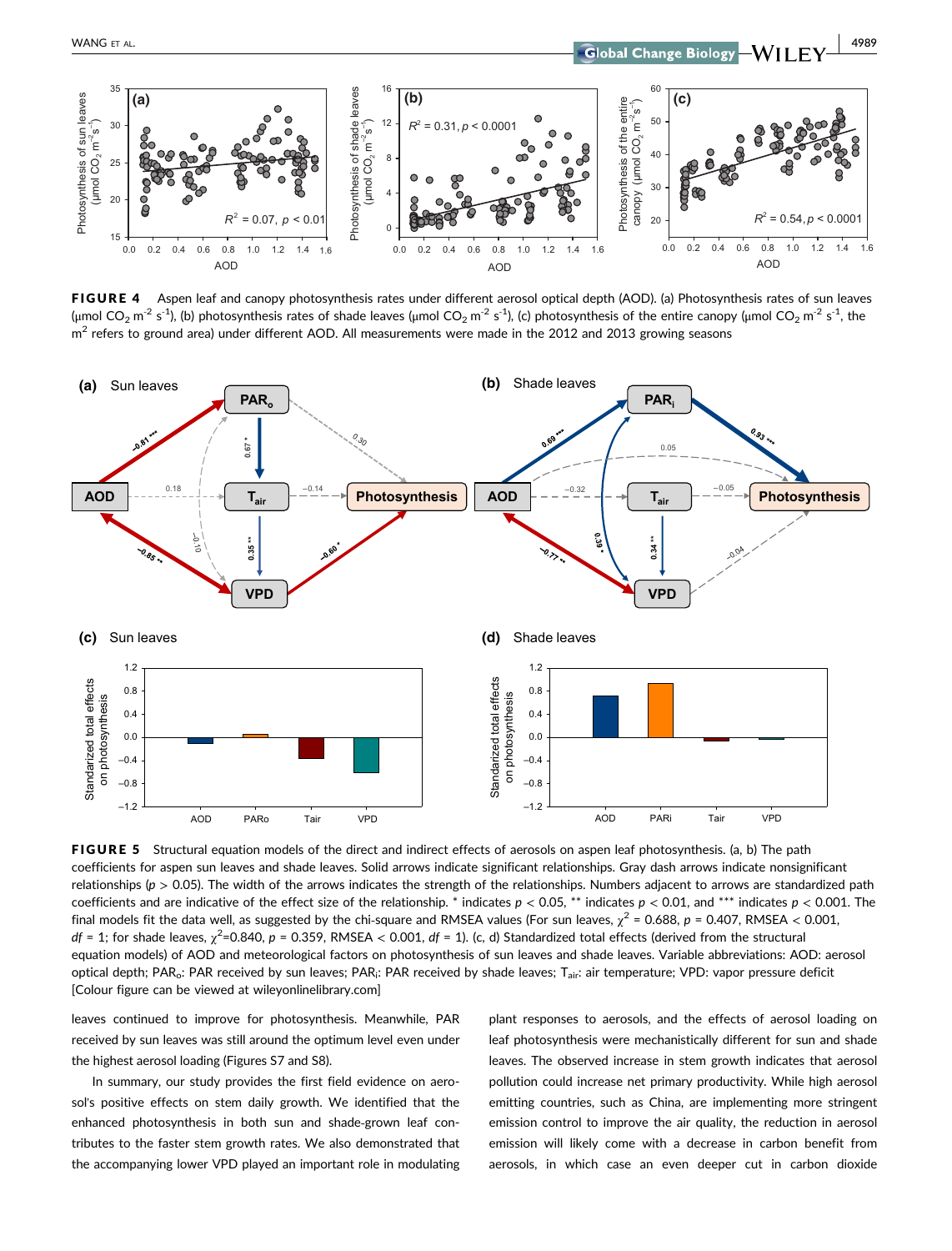**FIGURE 4** Aspen leaf and canopy photosynthesis rates under different aerosol optical depth (AOD). (a) Photosynthesis rates of sun leaves ($\mu$mol $CO_2$ $m^{-2}$ $s^{-1}$), (b) photosynthesis rates of shade leaves ($\mu$mol $CO_2$ $m^{-2}$ $s^{-1}$), (c) photosynthesis of the entire canopy ($\mu$mol $CO_2$ $m^{-2}$ $s^{-1}$, the $m^2$ refers to ground area) under different AOD. All measurements were made in the 2012 and 2013 growing seasons

**FIGURE 5** Structural equation models of the direct and indirect effects of aerosols on aspen leaf photosynthesis. (a, b) The path coefficients for aspen sun leaves and shade leaves. Solid arrows indicate significant relationships. Gray dash arrows indicate nonsignificant relationships ($p > 0.05$). The width of the arrows indicates the strength of the relationships. Numbers adjacent to arrows are standardized path coefficients and are indicative of the effect size of the relationship. * indicates $p < 0.05$, ** indicates $p < 0.01$, and *** indicates $p < 0.001$. The final models fit the data well, as suggested by the chi-square and RMSEA values (For sun leaves, $\chi^2 = 0.688$, $p = 0.407$, RMSEA $< 0.001$, $df = 1$; for shade leaves, $\chi^2$=0.840, $p = 0.359$, RMSEA $< 0.001$, $df = 1$). (c, d) Standardized total effects (derived from the structural equation models) of AOD and meteorological factors on photosynthesis of sun leaves and shade leaves. Variable abbreviations: AOD: aerosol optical depth; $PAR_o$: PAR received by sun leaves; $PAR_i$: PAR received by shade leaves; $T_{air}$: air temperature; VPD: vapor pressure deficit [Colour figure can be viewed at wileyonlinelibrary.com]

leaves continued to improve for photosynthesis. Meanwhile, PAR received by sun leaves was still around the optimum level even under the highest aerosol loading (Figures S7 and S8).

In summary, our study provides the first field evidence on aerosol's positive effects on stem daily growth. We identified that the enhanced photosynthesis in both sun and shade-grown leaf contributes to the faster stem growth rates. We also demonstrated that the accompanying lower VPD played an important role in modulating plant responses to aerosols, and the effects of aerosol loading on leaf photosynthesis were mechanistically different for sun and shade leaves. The observed increase in stem growth indicates that aerosol pollution could increase net primary productivity. While high aerosol emitting countries, such as China, are implementing more stringent emission control to improve the air quality, the reduction in aerosol emission will likely come with a decrease in carbon benefit from aerosols, in which case an even deeper cut in carbon dioxide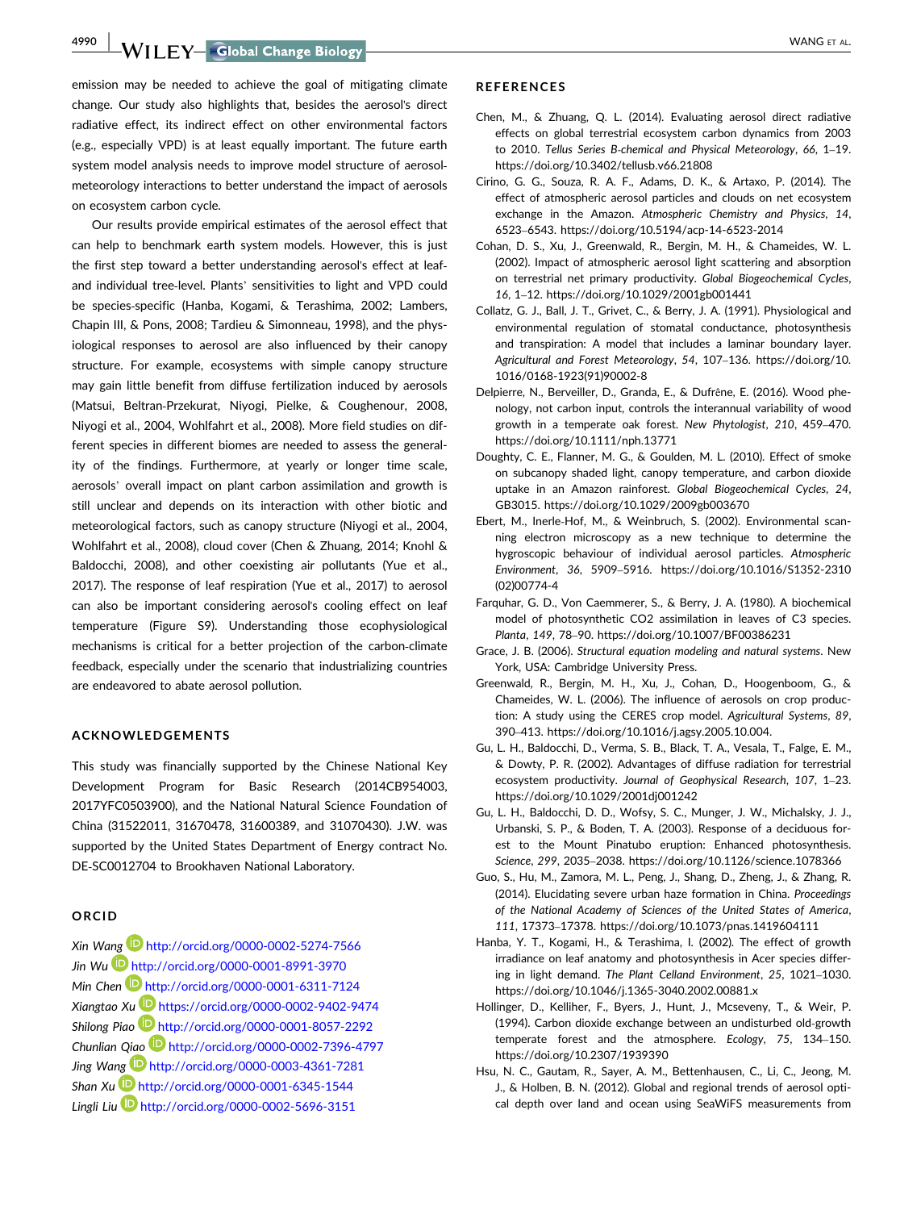emission may be needed to achieve the goal of mitigating climate change. Our study also highlights that, besides the aerosol's direct radiative effect, its indirect effect on other environmental factors (e.g., especially VPD) is at least equally important. The future earth system model analysis needs to improve model structure of aerosol-meteorology interactions to better understand the impact of aerosols on ecosystem carbon cycle.

Our results provide empirical estimates of the aerosol effect that can help to benchmark earth system models. However, this is just the first step toward a better understanding aerosol's effect at leaf- and individual tree-level. Plants' sensitivities to light and VPD could be species-specific (Hanba, Kogami, & Terashima, 2002; Lambers, Chapin III, & Pons, 2008; Tardieu & Simonneau, 1998), and the physiological responses to aerosol are also influenced by their canopy structure. For example, ecosystems with simple canopy structure may gain little benefit from diffuse fertilization induced by aerosols (Matsui, Beltran-Przekurat, Niyogi, Pielke, & Coughenour, 2008, Niyogi et al., 2004, Wohlfahrt et al., 2008). More field studies on different species in different biomes are needed to assess the generality of the findings. Furthermore, at yearly or longer time scale, aerosols' overall impact on plant carbon assimilation and growth is still unclear and depends on its interaction with other biotic and meteorological factors, such as canopy structure (Niyogi et al., 2004, Wohlfahrt et al., 2008), cloud cover (Chen & Zhuang, 2014; Knohl & Baldocchi, 2008), and other coexisting air pollutants (Yue et al., 2017). The response of leaf respiration (Yue et al., 2017) to aerosol can also be important considering aerosol's cooling effect on leaf temperature (Figure S9). Understanding those ecophysiological mechanisms is critical for a better projection of the carbon-climate feedback, especially under the scenario that industrializing countries are endeavored to abate aerosol pollution.

## ACKNOWLEDGEMENTS

This study was financially supported by the Chinese National Key Development Program for Basic Research (2014CB954003, 2017YFC0503900), and the National Natural Science Foundation of China (31522011, 31670478, 31600389, and 31070430). J.W. was supported by the United States Department of Energy contract No. DE-SC0012704 to Brookhaven National Laboratory.

## ORCID

*Xin Wang* http://orcid.org/0000-0002-5274-7566
*Jin Wu* http://orcid.org/0000-0001-8991-3970
*Min Chen* http://orcid.org/0000-0001-6311-7124
*Xiangtao Xu* https://orcid.org/0000-0002-9402-9474
*Shilong Piao* http://orcid.org/0000-0001-8057-2292
*Chunlian Qiao* http://orcid.org/0000-0002-7396-4797
*Jing Wang* http://orcid.org/0000-0003-4361-7281
*Shan Xu* http://orcid.org/0000-0001-6345-1544
*Lingli Liu* http://orcid.org/0000-0002-5696-3151

## REFERENCES

Chen, M., & Zhuang, Q. L. (2014). Evaluating aerosol direct radiative effects on global terrestrial ecosystem carbon dynamics from 2003 to 2010. *Tellus Series B-chemical and Physical Meteorology*, *66*, 1–19. https://doi.org/10.3402/tellusb.v66.21808

Cirino, G. G., Souza, R. A. F., Adams, D. K., & Artaxo, P. (2014). The effect of atmospheric aerosol particles and clouds on net ecosystem exchange in the Amazon. *Atmospheric Chemistry and Physics*, *14*, 6523–6543. https://doi.org/10.5194/acp-14-6523-2014

Cohan, D. S., Xu, J., Greenwald, R., Bergin, M. H., & Chameides, W. L. (2002). Impact of atmospheric aerosol light scattering and absorption on terrestrial net primary productivity. *Global Biogeochemical Cycles*, *16*, 1–12. https://doi.org/10.1029/2001gb001441

Collatz, G. J., Ball, J. T., Grivet, C., & Berry, J. A. (1991). Physiological and environmental regulation of stomatal conductance, photosynthesis and transpiration: A model that includes a laminar boundary layer. *Agricultural and Forest Meteorology*, *54*, 107–136. https://doi.org/10.1016/0168-1923(91)90002-8

Delpierre, N., Berveiller, D., Granda, E., & Dufrêne, E. (2016). Wood phenology, not carbon input, controls the interannual variability of wood growth in a temperate oak forest. *New Phytologist*, *210*, 459–470. https://doi.org/10.1111/nph.13771

Doughty, C. E., Flanner, M. G., & Goulden, M. L. (2010). Effect of smoke on subcanopy shaded light, canopy temperature, and carbon dioxide uptake in an Amazon rainforest. *Global Biogeochemical Cycles*, *24*, GB3015. https://doi.org/10.1029/2009gb003670

Ebert, M., Inerle-Hof, M., & Weinbruch, S. (2002). Environmental scanning electron microscopy as a new technique to determine the hygroscopic behaviour of individual aerosol particles. *Atmospheric Environment*, *36*, 5909–5916. https://doi.org/10.1016/S1352-2310(02)00774-4

Farquhar, G. D., Von Caemmerer, S., & Berry, J. A. (1980). A biochemical model of photosynthetic CO2 assimilation in leaves of C3 species. *Planta*, *149*, 78–90. https://doi.org/10.1007/BF00386231

Grace, J. B. (2006). *Structural equation modeling and natural systems*. New York, USA: Cambridge University Press.

Greenwald, R., Bergin, M. H., Xu, J., Cohan, D., Hoogenboom, G., & Chameides, W. L. (2006). The influence of aerosols on crop production: A study using the CERES crop model. *Agricultural Systems*, *89*, 390–413. https://doi.org/10.1016/j.agsy.2005.10.004.

Gu, L. H., Baldocchi, D., Verma, S. B., Black, T. A., Vesala, T., Falge, E. M., & Dowty, P. R. (2002). Advantages of diffuse radiation for terrestrial ecosystem productivity. *Journal of Geophysical Research*, *107*, 1–23. https://doi.org/10.1029/2001dj001242

Gu, L. H., Baldocchi, D. D., Wofsy, S. C., Munger, J. W., Michalsky, J. J., Urbanski, S. P., & Boden, T. A. (2003). Response of a deciduous forest to the Mount Pinatubo eruption: Enhanced photosynthesis. *Science*, *299*, 2035–2038. https://doi.org/10.1126/science.1078366

Guo, S., Hu, M., Zamora, M. L., Peng, J., Shang, D., Zheng, J., & Zhang, R. (2014). Elucidating severe urban haze formation in China. *Proceedings of the National Academy of Sciences of the United States of America*, *111*, 17373–17378. https://doi.org/10.1073/pnas.1419604111

Hanba, Y. T., Kogami, H., & Terashima, I. (2002). The effect of growth irradiance on leaf anatomy and photosynthesis in Acer species differing in light demand. *The Plant Celland Environment*, *25*, 1021–1030. https://doi.org/10.1046/j.1365-3040.2002.00881.x

Hollinger, D., Kelliher, F., Byers, J., Hunt, J., Mcseveny, T., & Weir, P. (1994). Carbon dioxide exchange between an undisturbed old-growth temperate forest and the atmosphere. *Ecology*, *75*, 134–150. https://doi.org/10.2307/1939390

Hsu, N. C., Gautam, R., Sayer, A. M., Bettenhausen, C., Li, C., Jeong, M. J., & Holben, B. N. (2012). Global and regional trends of aerosol optical depth over land and ocean using SeaWiFS measurements from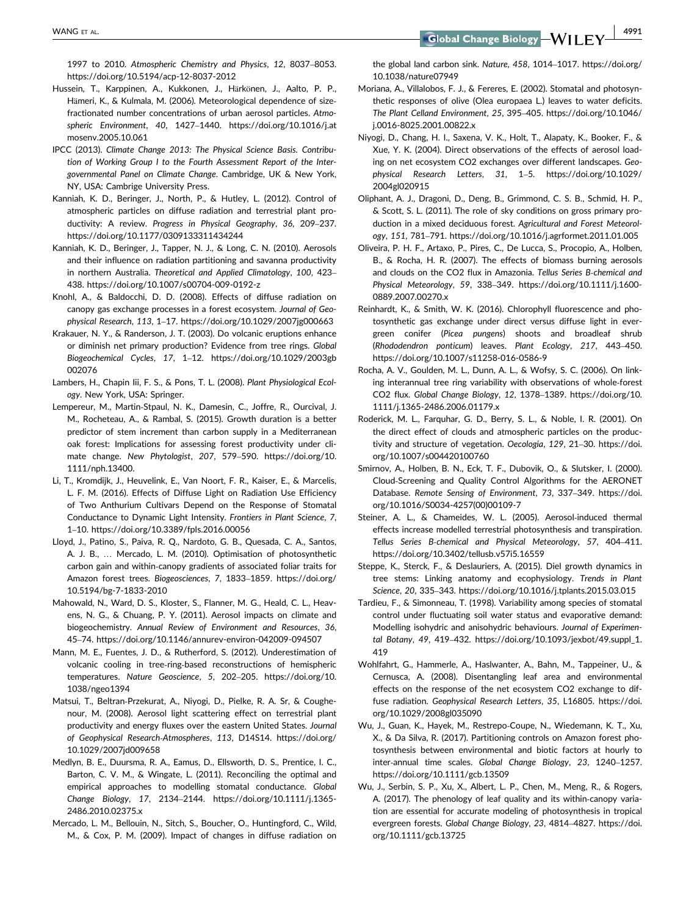1997 to 2010. *Atmospheric Chemistry and Physics*, *12*, 8037–8053. https://doi.org/10.5194/acp-12-8037-2012

Hussein, T., Karppinen, A., Kukkonen, J., Härkönen, J., Aalto, P. P., Hämeri, K., & Kulmala, M. (2006). Meteorological dependence of size-fractionated number concentrations of urban aerosol particles. *Atmospheric Environment*, *40*, 1427–1440. https://doi.org/10.1016/j.atmosenv.2005.10.061

IPCC (2013). *Climate Change 2013: The Physical Science Basis. Contribution of Working Group I to the Fourth Assessment Report of the Intergovernmental Panel on Climate Change*. Cambridge, UK & New York, NY, USA: Cambrige University Press.

Kanniah, K. D., Beringer, J., North, P., & Hutley, L. (2012). Control of atmospheric particles on diffuse radiation and terrestrial plant productivity: A review. *Progress in Physical Geography*, *36*, 209–237. https://doi.org/10.1177/0309133311434244

Kanniah, K. D., Beringer, J., Tapper, N. J., & Long, C. N. (2010). Aerosols and their influence on radiation partitioning and savanna productivity in northern Australia. *Theoretical and Applied Climatology*, *100*, 423–438. https://doi.org/10.1007/s00704-009-0192-z

Knohl, A., & Baldocchi, D. D. (2008). Effects of diffuse radiation on canopy gas exchange processes in a forest ecosystem. *Journal of Geophysical Research*, *113*, 1–17. https://doi.org/10.1029/2007jg000663

Krakauer, N. Y., & Randerson, J. T. (2003). Do volcanic eruptions enhance or diminish net primary production? Evidence from tree rings. *Global Biogeochemical Cycles*, *17*, 1–12. https://doi.org/10.1029/2003gb002076

Lambers, H., Chapin Iii, F. S., & Pons, T. L. (2008). *Plant Physiological Ecology*. New York, USA: Springer.

Lempereur, M., Martin-Stpaul, N. K., Damesin, C., Joffre, R., Ourcival, J. M., Rocheteau, A., & Rambal, S. (2015). Growth duration is a better predictor of stem increment than carbon supply in a Mediterranean oak forest: Implications for assessing forest productivity under climate change. *New Phytologist*, *207*, 579–590. https://doi.org/10.1111/nph.13400.

Li, T., Kromdijk, J., Heuvelink, E., Van Noort, F. R., Kaiser, E., & Marcelis, L. F. M. (2016). Effects of Diffuse Light on Radiation Use Efficiency of Two Anthurium Cultivars Depend on the Response of Stomatal Conductance to Dynamic Light Intensity. *Frontiers in Plant Science*, *7*, 1–10. https://doi.org/10.3389/fpls.2016.00056

Lloyd, J., Patino, S., Paiva, R. Q., Nardoto, G. B., Quesada, C. A., Santos, A. J. B., … Mercado, L. M. (2010). Optimisation of photosynthetic carbon gain and within-canopy gradients of associated foliar traits for Amazon forest trees. *Biogeosciences*, *7*, 1833–1859. https://doi.org/10.5194/bg-7-1833-2010

Mahowald, N., Ward, D. S., Kloster, S., Flanner, M. G., Heald, C. L., Heavens, N. G., & Chuang, P. Y. (2011). Aerosol impacts on climate and biogeochemistry. *Annual Review of Environment and Resources*, *36*, 45–74. https://doi.org/10.1146/annurev-environ-042009-094507

Mann, M. E., Fuentes, J. D., & Rutherford, S. (2012). Underestimation of volcanic cooling in tree-ring-based reconstructions of hemispheric temperatures. *Nature Geoscience*, *5*, 202–205. https://doi.org/10.1038/ngeo1394

Matsui, T., Beltran-Przekurat, A., Niyogi, D., Pielke, R. A. Sr, & Coughenour, M. (2008). Aerosol light scattering effect on terrestrial plant productivity and energy fluxes over the eastern United States. *Journal of Geophysical Research-Atmospheres*, *113*, D14S14. https://doi.org/10.1029/2007jd009658

Medlyn, B. E., Duursma, R. A., Eamus, D., Ellsworth, D. S., Prentice, I. C., Barton, C. V. M., & Wingate, L. (2011). Reconciling the optimal and empirical approaches to modelling stomatal conductance. *Global Change Biology*, *17*, 2134–2144. https://doi.org/10.1111/j.1365-2486.2010.02375.x

Mercado, L. M., Bellouin, N., Sitch, S., Boucher, O., Huntingford, C., Wild, M., & Cox, P. M. (2009). Impact of changes in diffuse radiation on the global land carbon sink. *Nature*, *458*, 1014–1017. https://doi.org/10.1038/nature07949

Moriana, A., Villalobos, F. J., & Fereres, E. (2002). Stomatal and photosynthetic responses of olive (Olea europaea L.) leaves to water deficits. *The Plant Celland Environment*, *25*, 395–405. https://doi.org/10.1046/j.0016-8025.2001.00822.x

Niyogi, D., Chang, H. I., Saxena, V. K., Holt, T., Alapaty, K., Booker, F., & Xue, Y. K. (2004). Direct observations of the effects of aerosol loading on net ecosystem CO2 exchanges over different landscapes. *Geophysical Research Letters*, *31*, 1–5. https://doi.org/10.1029/2004gl020915

Oliphant, A. J., Dragoni, D., Deng, B., Grimmond, C. S. B., Schmid, H. P., & Scott, S. L. (2011). The role of sky conditions on gross primary production in a mixed deciduous forest. *Agricultural and Forest Meteorology*, *151*, 781–791. https://doi.org/10.1016/j.agrformet.2011.01.005

Oliveira, P. H. F., Artaxo, P., Pires, C., De Lucca, S., Procopio, A., Holben, B., & Rocha, H. R. (2007). The effects of biomass burning aerosols and clouds on the CO2 flux in Amazonia. *Tellus Series B-chemical and Physical Meteorology*, *59*, 338–349. https://doi.org/10.1111/j.1600-0889.2007.00270.x

Reinhardt, K., & Smith, W. K. (2016). Chlorophyll fluorescence and photosynthetic gas exchange under direct versus diffuse light in evergreen conifer (*Picea pungens*) shoots and broadleaf shrub (*Rhododendron ponticum*) leaves. *Plant Ecology*, *217*, 443–450. https://doi.org/10.1007/s11258-016-0586-9

Rocha, A. V., Goulden, M. L., Dunn, A. L., & Wofsy, S. C. (2006). On linking interannual tree ring variability with observations of whole-forest CO2 flux. *Global Change Biology*, *12*, 1378–1389. https://doi.org/10.1111/j.1365-2486.2006.01179.x

Roderick, M. L., Farquhar, G. D., Berry, S. L., & Noble, I. R. (2001). On the direct effect of clouds and atmospheric particles on the productivity and structure of vegetation. *Oecologia*, *129*, 21–30. https://doi.org/10.1007/s004420100760

Smirnov, A., Holben, B. N., Eck, T. F., Dubovik, O., & Slutsker, I. (2000). Cloud-Screening and Quality Control Algorithms for the AERONET Database. *Remote Sensing of Environment*, *73*, 337–349. https://doi.org/10.1016/S0034-4257(00)00109-7

Steiner, A. L., & Chameides, W. L. (2005). Aerosol-induced thermal effects increase modelled terrestrial photosynthesis and transpiration. *Tellus Series B-chemical and Physical Meteorology*, *57*, 404–411. https://doi.org/10.3402/tellusb.v57i5.16559

Steppe, K., Sterck, F., & Deslauriers, A. (2015). Diel growth dynamics in tree stems: Linking anatomy and ecophysiology. *Trends in Plant Science*, *20*, 335–343. https://doi.org/10.1016/j.tplants.2015.03.015

Tardieu, F., & Simonneau, T. (1998). Variability among species of stomatal control under fluctuating soil water status and evaporative demand: Modelling isohydric and anisohydric behaviours. *Journal of Experimental Botany*, *49*, 419–432. https://doi.org/10.1093/jexbot/49.suppl_1.419

Wohlfahrt, G., Hammerle, A., Haslwanter, A., Bahn, M., Tappeiner, U., & Cernusca, A. (2008). Disentangling leaf area and environmental effects on the response of the net ecosystem CO2 exchange to diffuse radiation. *Geophysical Research Letters*, *35*, L16805. https://doi.org/10.1029/2008gl035090

Wu, J., Guan, K., Hayek, M., Restrepo-Coupe, N., Wiedemann, K. T., Xu, X., & Da Silva, R. (2017). Partitioning controls on Amazon forest photosynthesis between environmental and biotic factors at hourly to inter-annual time scales. *Global Change Biology*, *23*, 1240–1257. https://doi.org/10.1111/gcb.13509

Wu, J., Serbin, S. P., Xu, X., Albert, L. P., Chen, M., Meng, R., & Rogers, A. (2017). The phenology of leaf quality and its within-canopy variation are essential for accurate modeling of photosynthesis in tropical evergreen forests. *Global Change Biology*, *23*, 4814–4827. https://doi.org/10.1111/gcb.13725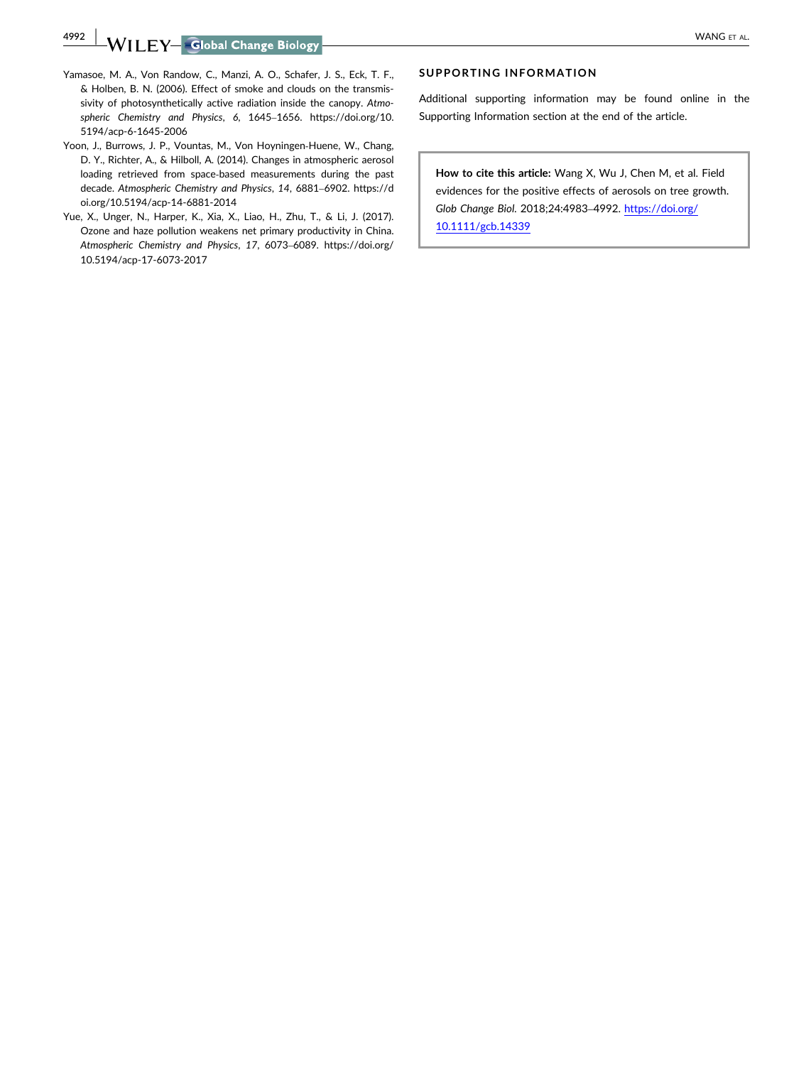Yamasoe, M. A., Von Randow, C., Manzi, A. O., Schafer, J. S., Eck, T. F., & Holben, B. N. (2006). Effect of smoke and clouds on the transmissivity of photosynthetically active radiation inside the canopy. *Atmospheric Chemistry and Physics*, *6*, 1645–1656. https://doi.org/10.5194/acp-6-1645-2006

Yoon, J., Burrows, J. P., Vountas, M., Von Hoyningen-Huene, W., Chang, D. Y., Richter, A., & Hilboll, A. (2014). Changes in atmospheric aerosol loading retrieved from space-based measurements during the past decade. *Atmospheric Chemistry and Physics*, *14*, 6881–6902. https://doi.org/10.5194/acp-14-6881-2014

Yue, X., Unger, N., Harper, K., Xia, X., Liao, H., Zhu, T., & Li, J. (2017). Ozone and haze pollution weakens net primary productivity in China. *Atmospheric Chemistry and Physics*, *17*, 6073–6089. https://doi.org/10.5194/acp-17-6073-2017

## SUPPORTING INFORMATION

Additional supporting information may be found online in the Supporting Information section at the end of the article.

**How to cite this article:** Wang X, Wu J, Chen M, et al. Field evidences for the positive effects of aerosols on tree growth. *Glob Change Biol*. 2018;24:4983–4992. https://doi.org/10.1111/gcb.14339